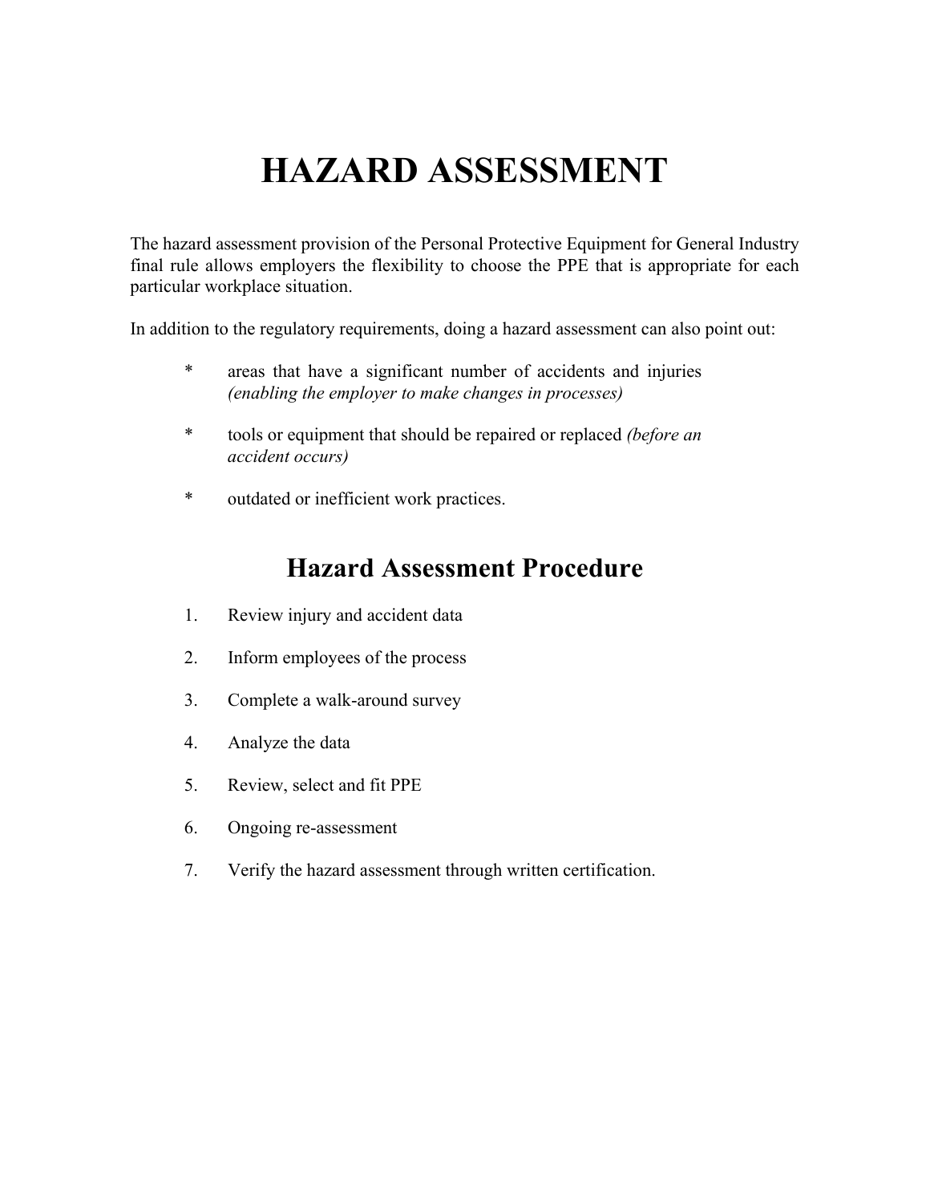# HAZARD ASSESSMENT

The hazard assessment provision of the Personal Protective Equipment for General Industry final rule allows employers the flexibility to choose the PPE that is appropriate for each particular workplace situation.

In addition to the regulatory requirements, doing a hazard assessment can also point out:

* areas that have a significant number of accidents and injuries *(enabling the employer to make changes in processes)*
* tools or equipment that should be repaired or replaced *(before an accident occurs)*
* outdated or inefficient work practices.

## Hazard Assessment Procedure

1. Review injury and accident data
2. Inform employees of the process
3. Complete a walk-around survey
4. Analyze the data
5. Review, select and fit PPE
6. Ongoing re-assessment
7. Verify the hazard assessment through written certification.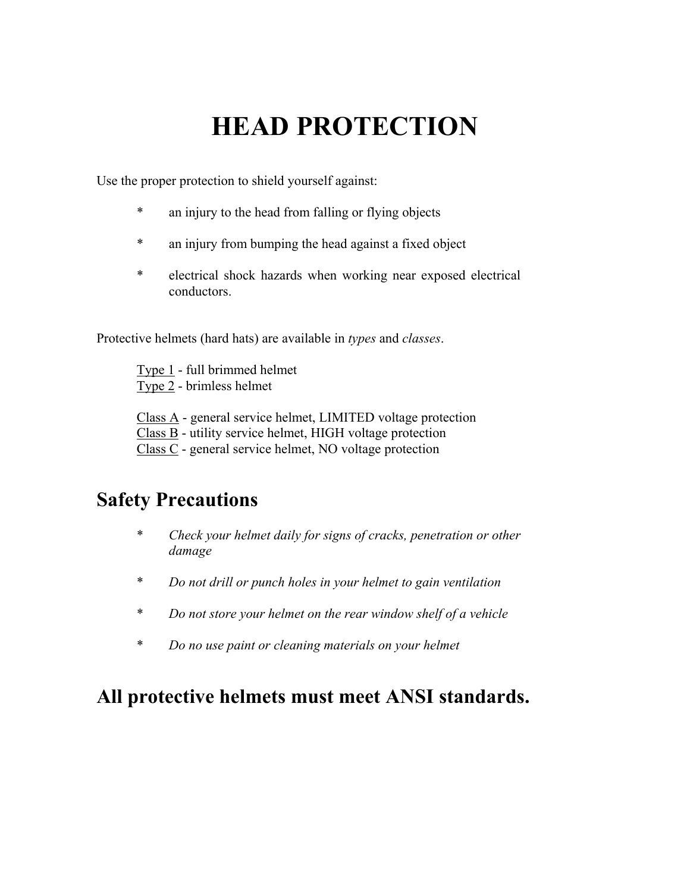# HEAD PROTECTION

Use the proper protection to shield yourself against:

- an injury to the head from falling or flying objects
- an injury from bumping the head against a fixed object
- electrical shock hazards when working near exposed electrical conductors.

Protective helmets (hard hats) are available in *types* and *classes*.

<u>Type 1</u> - full brimmed helmet
<u>Type 2</u> - brimless helmet

<u>Class A</u> - general service helmet, LIMITED voltage protection
<u>Class B</u> - utility service helmet, HIGH voltage protection
<u>Class C</u> - general service helmet, NO voltage protection

## Safety Precautions

- *Check your helmet daily for signs of cracks, penetration or other damage*
- *Do not drill or punch holes in your helmet to gain ventilation*
- *Do not store your helmet on the rear window shelf of a vehicle*
- *Do no use paint or cleaning materials on your helmet*

## All protective helmets must meet ANSI standards.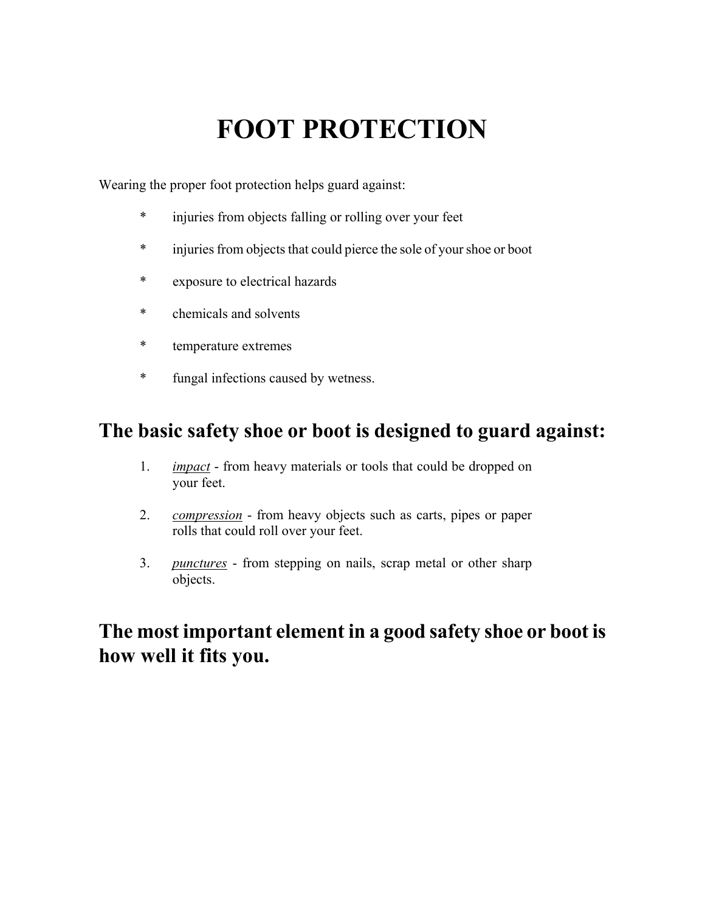# FOOT PROTECTION

Wearing the proper foot protection helps guard against:

* injuries from objects falling or rolling over your feet
* injuries from objects that could pierce the sole of your shoe or boot
* exposure to electrical hazards
* chemicals and solvents
* temperature extremes
* fungal infections caused by wetness.

## The basic safety shoe or boot is designed to guard against:

1. *impact* - from heavy materials or tools that could be dropped on your feet.
2. *compression* - from heavy objects such as carts, pipes or paper rolls that could roll over your feet.
3. *punctures* - from stepping on nails, scrap metal or other sharp objects.

## The most important element in a good safety shoe or boot is how well it fits you.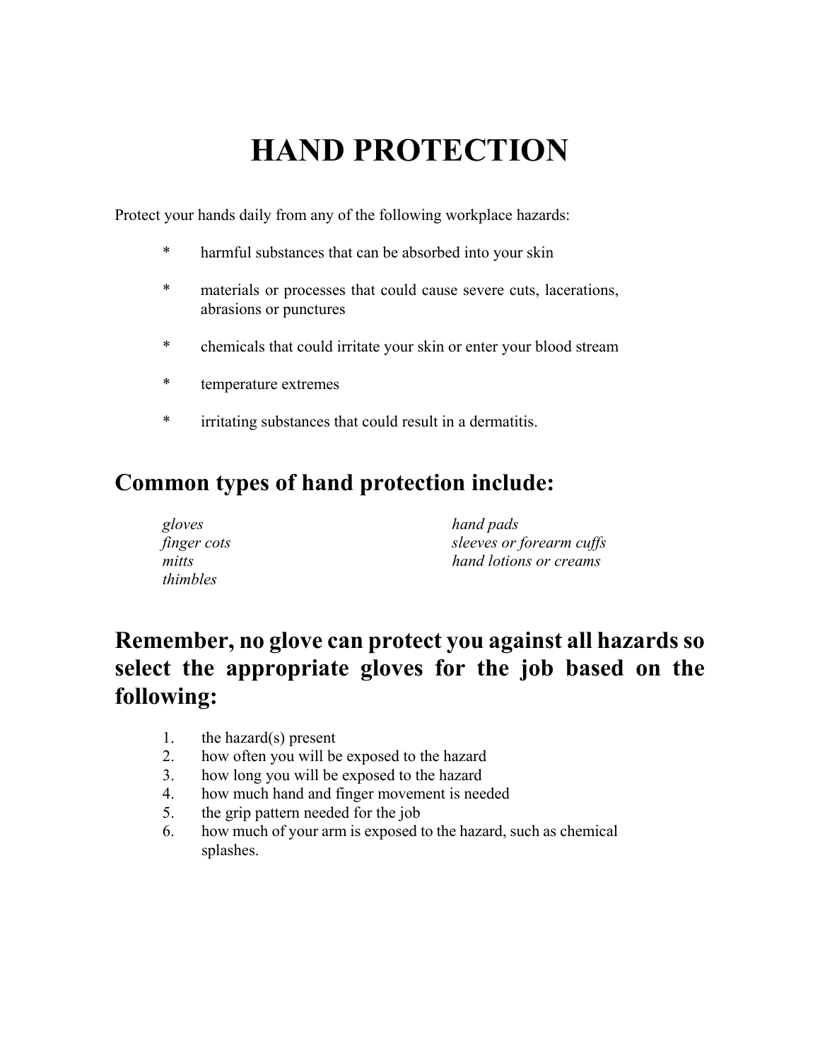# HAND PROTECTION

Protect your hands daily from any of the following workplace hazards:

* harmful substances that can be absorbed into your skin
* materials or processes that could cause severe cuts, lacerations, abrasions or punctures
* chemicals that could irritate your skin or enter your blood stream
* temperature extremes
* irritating substances that could result in a dermatitis.

## Common types of hand protection include:

*gloves*
*finger cots*
*mitts*
*thimbles*
*hand pads*
*sleeves or forearm cuffs*
*hand lotions or creams*

## Remember, no glove can protect you against all hazards so select the appropriate gloves for the job based on the following:

1. the hazard(s) present
2. how often you will be exposed to the hazard
3. how long you will be exposed to the hazard
4. how much hand and finger movement is needed
5. the grip pattern needed for the job
6. how much of your arm is exposed to the hazard, such as chemical splashes.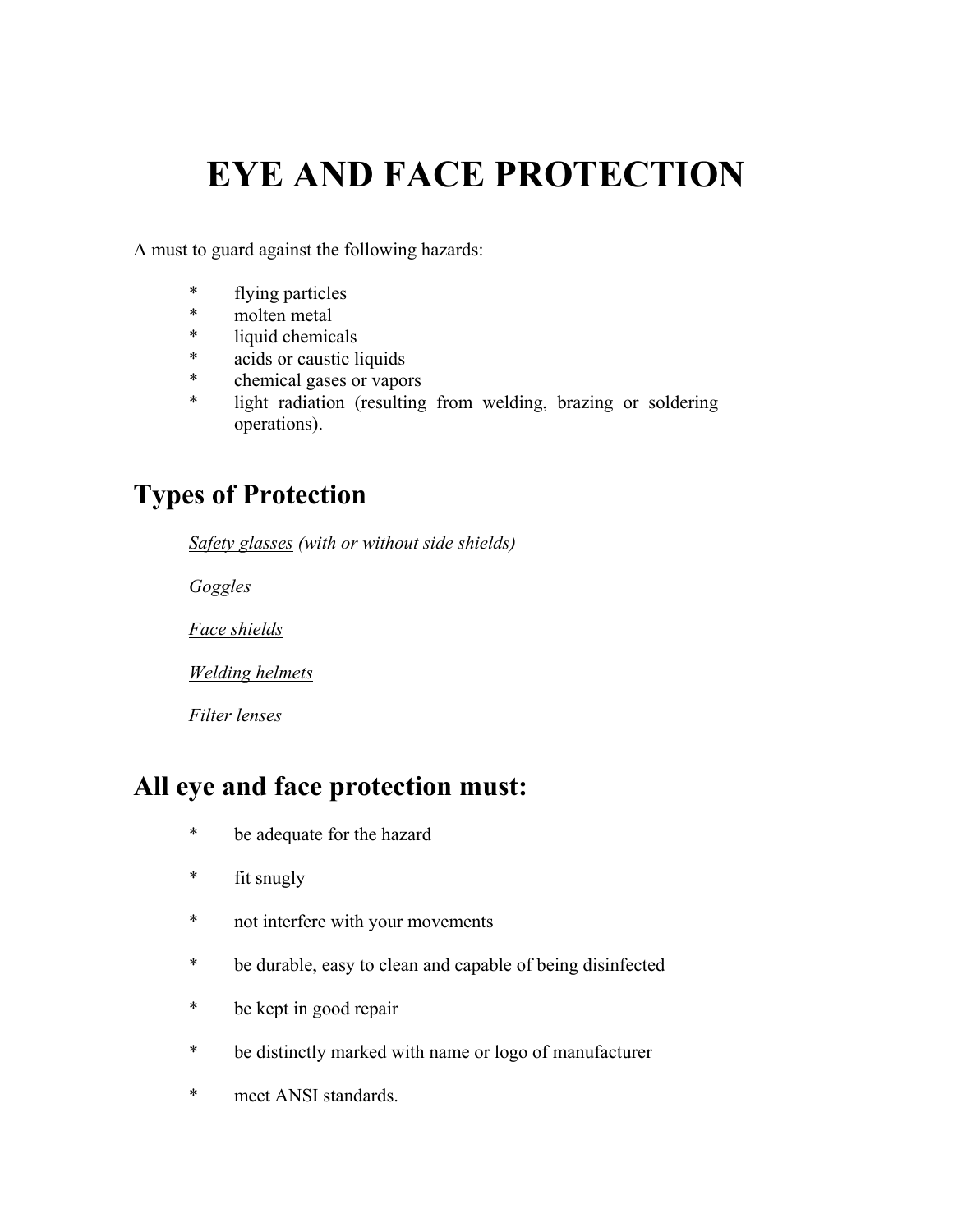# EYE AND FACE PROTECTION

A must to guard against the following hazards:

* flying particles
* molten metal
* liquid chemicals
* acids or caustic liquids
* chemical gases or vapors
* light radiation (resulting from welding, brazing or soldering operations).

## Types of Protection

<u>*Safety glasses*</u> *(with or without side shields)*

<u>*Goggles*</u>

<u>*Face shields*</u>

<u>*Welding helmets*</u>

<u>*Filter lenses*</u>

## All eye and face protection must:

* be adequate for the hazard
* fit snugly
* not interfere with your movements
* be durable, easy to clean and capable of being disinfected
* be kept in good repair
* be distinctly marked with name or logo of manufacturer
* meet ANSI standards.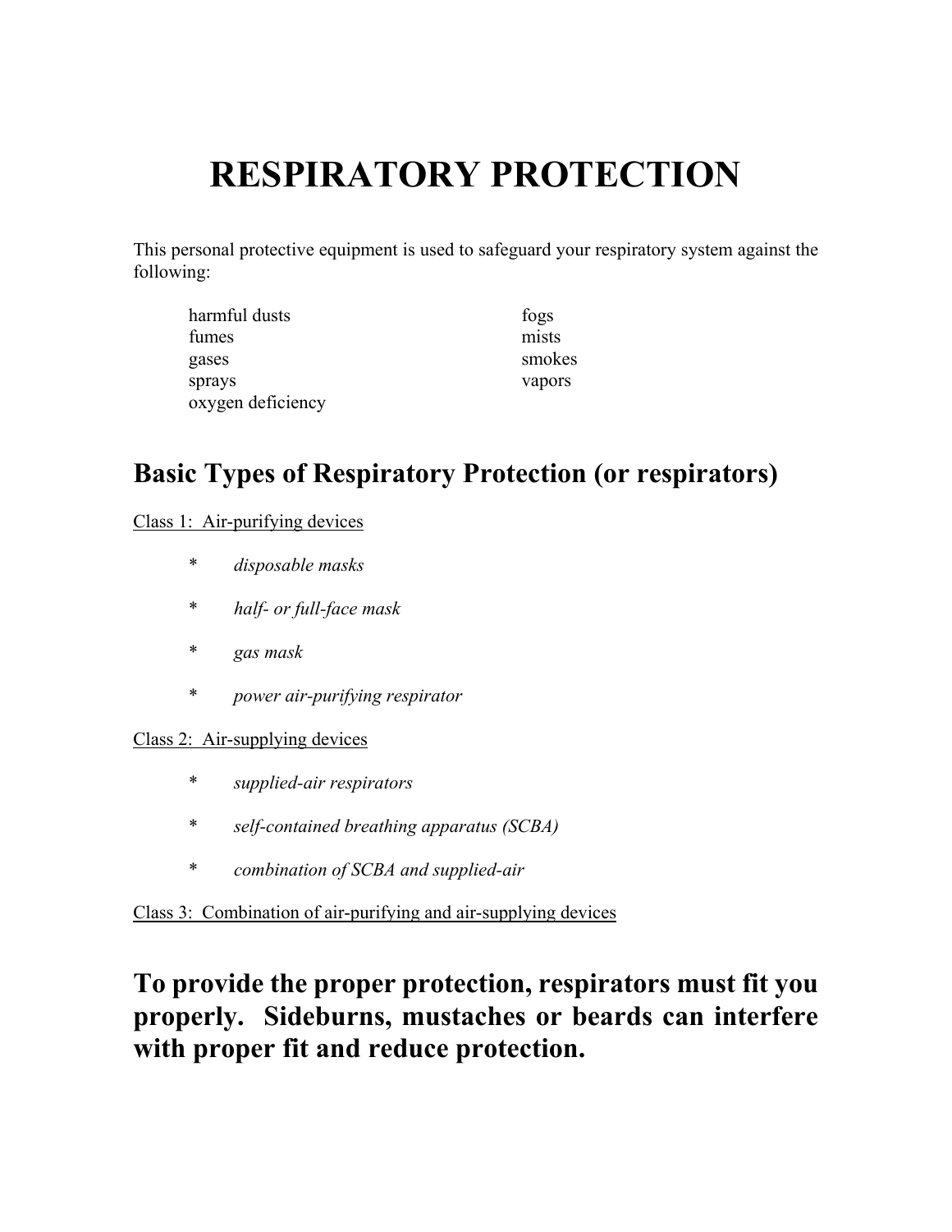# RESPIRATORY PROTECTION

This personal protective equipment is used to safeguard your respiratory system against the following:

- harmful dusts
- fumes
- gases
- sprays
- oxygen deficiency
- fogs
- mists
- smokes
- vapors

## Basic Types of Respiratory Protection (or respirators)

<u>Class 1: Air-purifying devices</u>

- *disposable masks*
- *half- or full-face mask*
- *gas mask*
- *power air-purifying respirator*

<u>Class 2: Air-supplying devices</u>

- *supplied-air respirators*
- *self-contained breathing apparatus (SCBA)*
- *combination of SCBA and supplied-air*

<u>Class 3: Combination of air-purifying and air-supplying devices</u>

## To provide the proper protection, respirators must fit you properly. Sideburns, mustaches or beards can interfere with proper fit and reduce protection.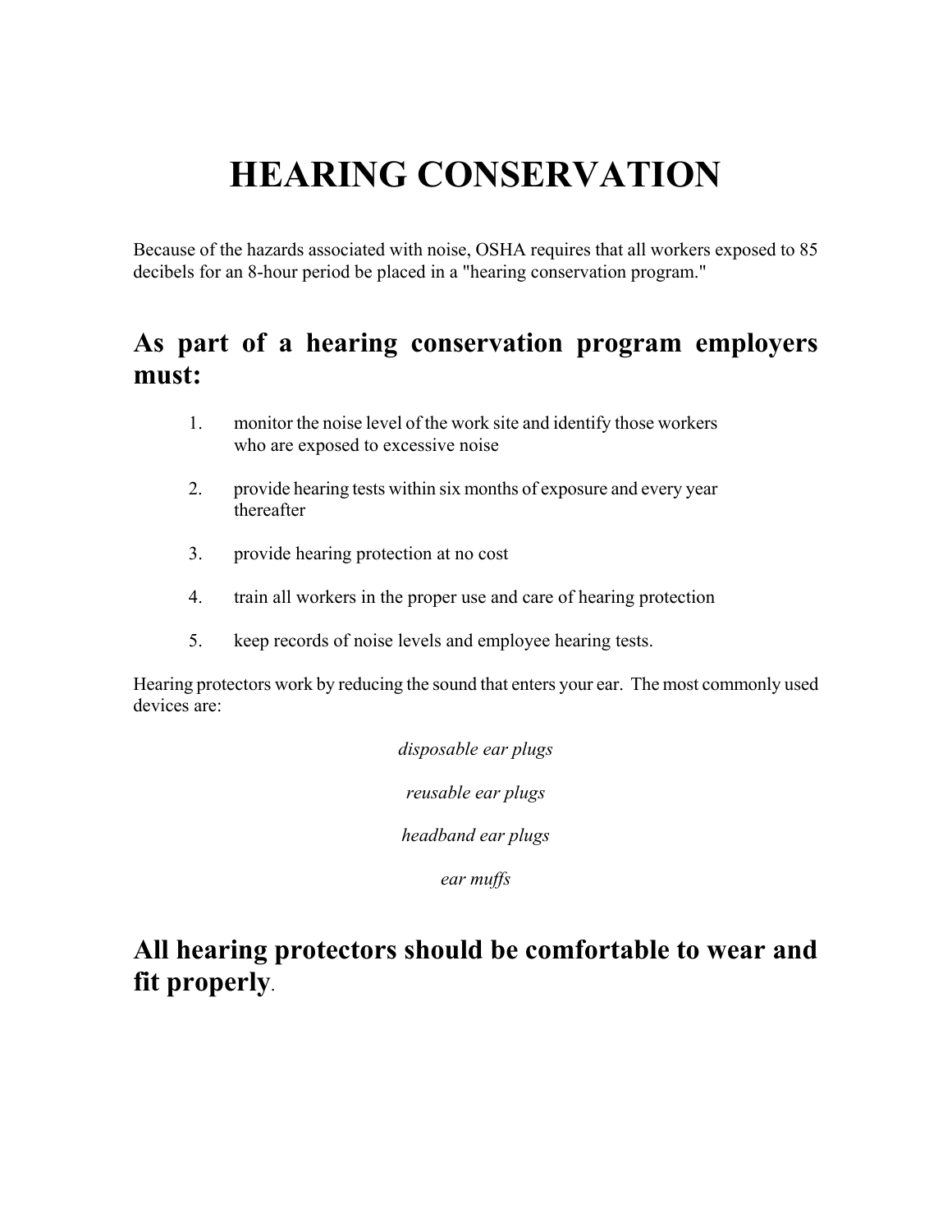# HEARING CONSERVATION

Because of the hazards associated with noise, OSHA requires that all workers exposed to 85 decibels for an 8-hour period be placed in a "hearing conservation program."

## As part of a hearing conservation program employers must:

1. monitor the noise level of the work site and identify those workers who are exposed to excessive noise
2. provide hearing tests within six months of exposure and every year thereafter
3. provide hearing protection at no cost
4. train all workers in the proper use and care of hearing protection
5. keep records of noise levels and employee hearing tests.

Hearing protectors work by reducing the sound that enters your ear. The most commonly used devices are:

*disposable ear plugs*

*reusable ear plugs*

*headband ear plugs*

*ear muffs*

## All hearing protectors should be comfortable to wear and fit properly.